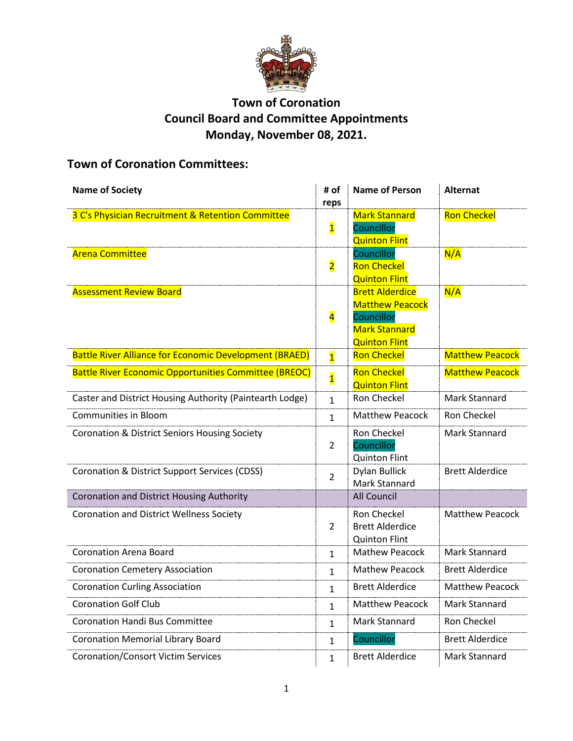# Town of Coronation
# Council Board and Committee Appointments
# Monday, November 08, 2021.

## Town of Coronation Committees:

| Name of Society | # of reps | Name of Person | Alternat |
|---|---|---|---|
| 3 C's Physician Recruitment & Retention Committee | 1 | Mark Stannard<br>Councillor<br>Quinton Flint | Ron Checkel |
| Arena Committee | 2 | Councillor<br>Ron Checkel<br>Quinton Flint | N/A |
| Assessment Review Board | 4 | Brett Alderdice<br>Matthew Peacock<br>Councillor<br>Mark Stannard<br>Quinton Flint | N/A |
| Battle River Alliance for Economic Development (BRAED) | 1 | Ron Checkel | Matthew Peacock |
| Battle River Economic Opportunities Committee (BREOC) | 1 | Ron Checkel<br>Quinton Flint | Matthew Peacock |
| Caster and District Housing Authority (Paintearth Lodge) | 1 | Ron Checkel | Mark Stannard |
| Communities in Bloom | 1 | Matthew Peacock | Ron Checkel |
| Coronation & District Seniors Housing Society | 2 | Ron Checkel<br>Councillor<br>Quinton Flint | Mark Stannard |
| Coronation & District Support Services (CDSS) | 2 | Dylan Bullick<br>Mark Stannard | Brett Alderdice |
| Coronation and District Housing Authority | | All Council | |
| Coronation and District Wellness Society | 2 | Ron Checkel<br>Brett Alderdice<br>Quinton Flint | Matthew Peacock |
| Coronation Arena Board | 1 | Mathew Peacock | Mark Stannard |
| Coronation Cemetery Association | 1 | Mathew Peacock | Brett Alderdice |
| Coronation Curling Association | 1 | Brett Alderdice | Matthew Peacock |
| Coronation Golf Club | 1 | Matthew Peacock | Mark Stannard |
| Coronation Handi Bus Committee | 1 | Mark Stannard | Ron Checkel |
| Coronation Memorial Library Board | 1 | Councillor | Brett Alderdice |
| Coronation/Consort Victim Services | 1 | Brett Alderdice | Mark Stannard |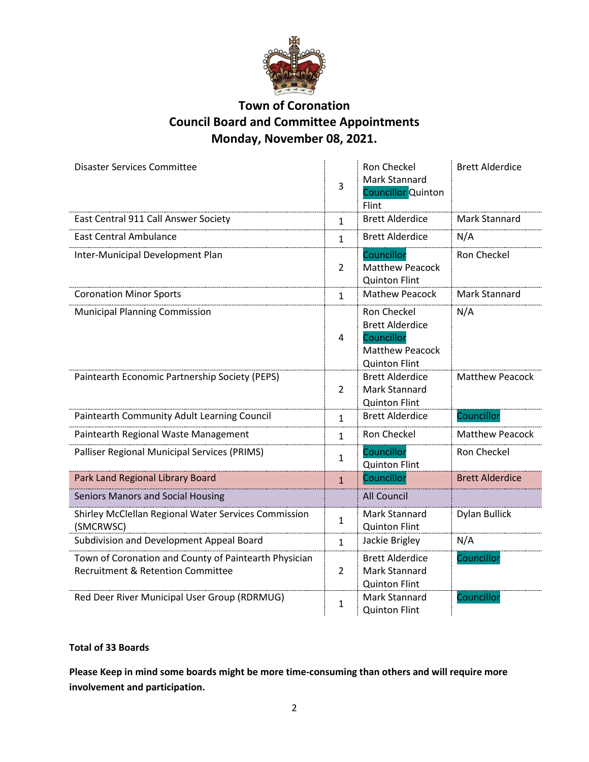# Town of Coronation
## Council Board and Committee Appointments
## Monday, November 08, 2021.

| | | | |
|---|---|---|---|
| Disaster Services Committee | 3 | Ron Checkel<br>Mark Stannard<br>Councillor Quinton Flint | Brett Alderdice |
| East Central 911 Call Answer Society | 1 | Brett Alderdice | Mark Stannard |
| East Central Ambulance | 1 | Brett Alderdice | N/A |
| Inter-Municipal Development Plan | 2 | Councillor<br>Matthew Peacock<br>Quinton Flint | Ron Checkel |
| Coronation Minor Sports | 1 | Mathew Peacock | Mark Stannard |
| Municipal Planning Commission | 4 | Ron Checkel<br>Brett Alderdice<br>Councillor<br>Matthew Peacock<br>Quinton Flint | N/A |
| Paintearth Economic Partnership Society (PEPS) | 2 | Brett Alderdice<br>Mark Stannard<br>Quinton Flint | Matthew Peacock |
| Paintearth Community Adult Learning Council | 1 | Brett Alderdice | Councillor |
| Paintearth Regional Waste Management | 1 | Ron Checkel | Matthew Peacock |
| Palliser Regional Municipal Services (PRIMS) | 1 | Councillor<br>Quinton Flint | Ron Checkel |
| Park Land Regional Library Board | 1 | Councillor | Brett Alderdice |
| Seniors Manors and Social Housing | | All Council | |
| Shirley McClellan Regional Water Services Commission (SMCRWSC) | 1 | Mark Stannard<br>Quinton Flint | Dylan Bullick |
| Subdivision and Development Appeal Board | 1 | Jackie Brigley | N/A |
| Town of Coronation and County of Paintearth Physician Recruitment & Retention Committee | 2 | Brett Alderdice<br>Mark Stannard<br>Quinton Flint | Councillor |
| Red Deer River Municipal User Group (RDRMUG) | 1 | Mark Stannard<br>Quinton Flint | Councillor |

**Total of 33 Boards**

**Please Keep in mind some boards might be more time-consuming than others and will require more involvement and participation.**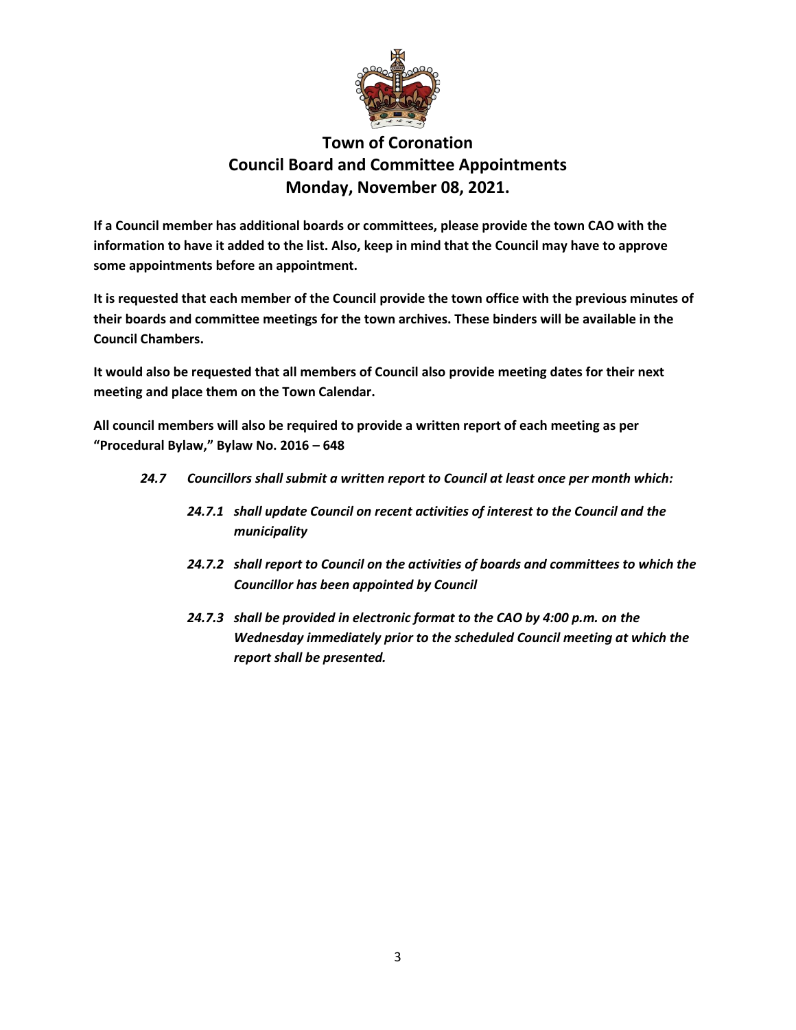# Town of Coronation
# Council Board and Committee Appointments
# Monday, November 08, 2021.

**If a Council member has additional boards or committees, please provide the town CAO with the information to have it added to the list. Also, keep in mind that the Council may have to approve some appointments before an appointment.**

**It is requested that each member of the Council provide the town office with the previous minutes of their boards and committee meetings for the town archives. These binders will be available in the Council Chambers.**

**It would also be requested that all members of Council also provide meeting dates for their next meeting and place them on the Town Calendar.**

**All council members will also be required to provide a written report of each meeting as per "Procedural Bylaw," Bylaw No. 2016 – 648**

***24.7 Councillors shall submit a written report to Council at least once per month which:***

- ***24.7.1 shall update Council on recent activities of interest to the Council and the municipality***
- ***24.7.2 shall report to Council on the activities of boards and committees to which the Councillor has been appointed by Council***
- ***24.7.3 shall be provided in electronic format to the CAO by 4:00 p.m. on the Wednesday immediately prior to the scheduled Council meeting at which the report shall be presented.***